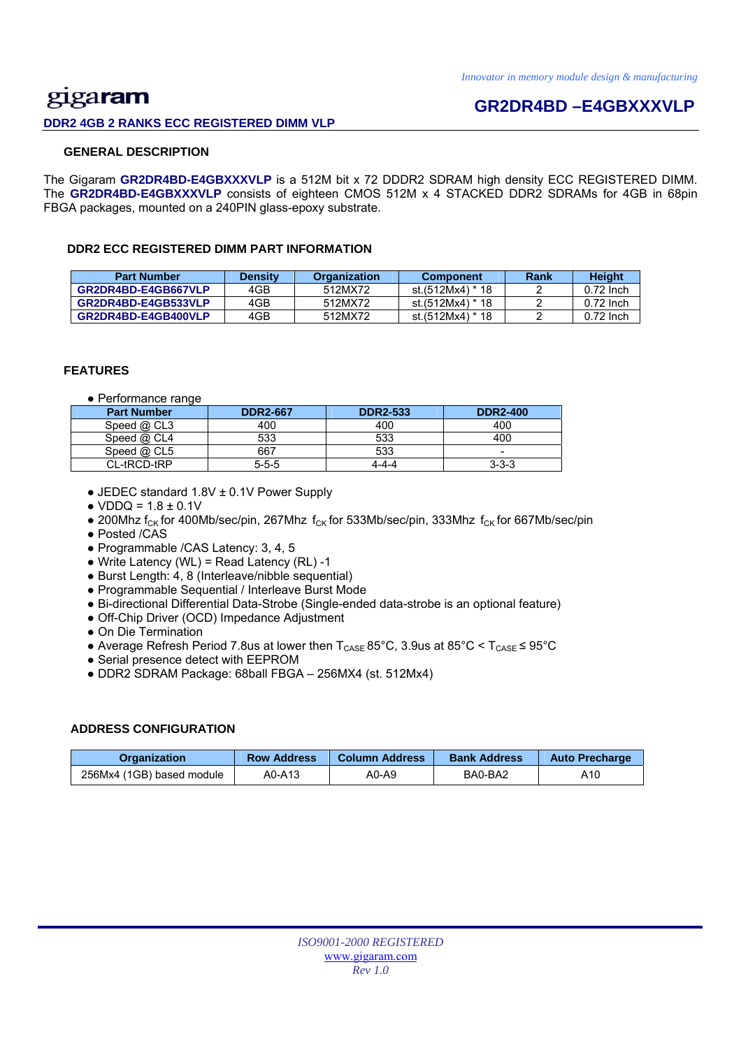*Innovator in memory module design & manufacturing*

gigaram

# GR2DR4BD –E4GBXXXVLP

**DDR2 4GB 2 RANKS ECC REGISTERED DIMM VLP**

## GENERAL DESCRIPTION

The Gigaram **GR2DR4BD-E4GBXXXVLP** is a 512M bit x 72 DDDR2 SDRAM high density ECC REGISTERED DIMM. The **GR2DR4BD-E4GBXXXVLP** consists of eighteen CMOS 512M x 4 STACKED DDR2 SDRAMs for 4GB in 68pin FBGA packages, mounted on a 240PIN glass-epoxy substrate.

## DDR2 ECC REGISTERED DIMM PART INFORMATION

| Part Number | Density | Organization | Component | Rank | Height |
|---|---|---|---|---|---|
| GR2DR4BD-E4GB667VLP | 4GB | 512MX72 | st.(512Mx4) * 18 | 2 | 0.72 Inch |
| GR2DR4BD-E4GB533VLP | 4GB | 512MX72 | st.(512Mx4) * 18 | 2 | 0.72 Inch |
| GR2DR4BD-E4GB400VLP | 4GB | 512MX72 | st.(512Mx4) * 18 | 2 | 0.72 Inch |

## FEATURES

- Performance range

| Part Number | DDR2-667 | DDR2-533 | DDR2-400 |
|---|---|---|---|
| Speed @ CL3 | 400 | 400 | 400 |
| Speed @ CL4 | 533 | 533 | 400 |
| Speed @ CL5 | 667 | 533 | - |
| CL-tRCD-tRP | 5-5-5 | 4-4-4 | 3-3-3 |

- JEDEC standard 1.8V ± 0.1V Power Supply
- VDDQ = 1.8 ± 0.1V
- 200Mhz $f_{CK}$ for 400Mb/sec/pin, 267Mhz $f_{CK}$ for 533Mb/sec/pin, 333Mhz $f_{CK}$ for 667Mb/sec/pin
- Posted /CAS
- Programmable /CAS Latency: 3, 4, 5
- Write Latency (WL) = Read Latency (RL) -1
- Burst Length: 4, 8 (Interleave/nibble sequential)
- Programmable Sequential / Interleave Burst Mode
- Bi-directional Differential Data-Strobe (Single-ended data-strobe is an optional feature)
- Off-Chip Driver (OCD) Impedance Adjustment
- On Die Termination
- Average Refresh Period 7.8us at lower then $T_{CASE}$ 85°C, 3.9us at 85°C < $T_{CASE}$ ≤ 95°C
- Serial presence detect with EEPROM
- DDR2 SDRAM Package: 68ball FBGA – 256MX4 (st. 512Mx4)

## ADDRESS CONFIGURATION

| Organization | Row Address | Column Address | Bank Address | Auto Precharge |
|---|---|---|---|---|
| 256Mx4 (1GB) based module | A0-A13 | A0-A9 | BA0-BA2 | A10 |

*ISO9001-2000 REGISTERED*
www.gigaram.com
*Rev 1.0*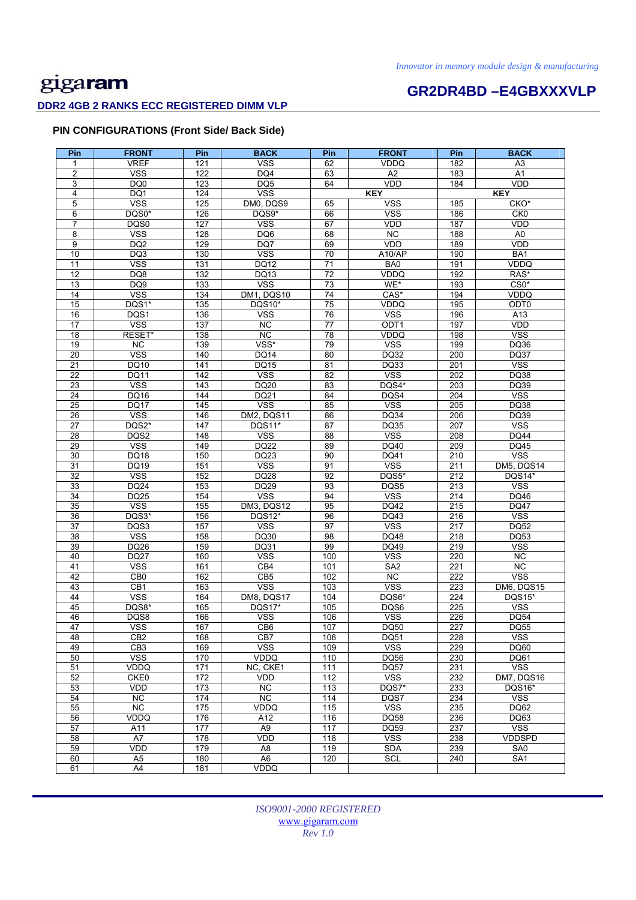## PIN CONFIGURATIONS (Front Side/ Back Side)

| Pin | FRONT | Pin | BACK | Pin | FRONT | Pin | BACK |
|---|---|---|---|---|---|---|---|
| 1 | VREF | 121 | VSS | 62 | VDDQ | 182 | A3 |
| 2 | VSS | 122 | DQ4 | 63 | A2 | 183 | A1 |
| 3 | DQ0 | 123 | DQ5 | 64 | VDD | 184 | VDD |
| 4 | DQ1 | 124 | VSS | KEY | | KEY | |
| 5 | VSS | 125 | DM0, DQS9 | 65 | VSS | 185 | CK0* |
| 6 | DQS0* | 126 | DQS9* | 66 | VSS | 186 | CK0 |
| 7 | DQS0 | 127 | VSS | 67 | VDD | 187 | VDD |
| 8 | VSS | 128 | DQ6 | 68 | NC | 188 | A0 |
| 9 | DQ2 | 129 | DQ7 | 69 | VDD | 189 | VDD |
| 10 | DQ3 | 130 | VSS | 70 | A10/AP | 190 | BA1 |
| 11 | VSS | 131 | DQ12 | 71 | BA0 | 191 | VDDQ |
| 12 | DQ8 | 132 | DQ13 | 72 | VDDQ | 192 | RAS* |
| 13 | DQ9 | 133 | VSS | 73 | WE* | 193 | CS0* |
| 14 | VSS | 134 | DM1, DQS10 | 74 | CAS* | 194 | VDDQ |
| 15 | DQS1* | 135 | DQS10* | 75 | VDDQ | 195 | ODT0 |
| 16 | DQS1 | 136 | VSS | 76 | VSS | 196 | A13 |
| 17 | VSS | 137 | NC | 77 | ODT1 | 197 | VDD |
| 18 | RESET* | 138 | NC | 78 | VDDQ | 198 | VSS |
| 19 | NC | 139 | VSS* | 79 | VSS | 199 | DQ36 |
| 20 | VSS | 140 | DQ14 | 80 | DQ32 | 200 | DQ37 |
| 21 | DQ10 | 141 | DQ15 | 81 | DQ33 | 201 | VSS |
| 22 | DQ11 | 142 | VSS | 82 | VSS | 202 | DQ38 |
| 23 | VSS | 143 | DQ20 | 83 | DQS4* | 203 | DQ39 |
| 24 | DQ16 | 144 | DQ21 | 84 | DQS4 | 204 | VSS |
| 25 | DQ17 | 145 | VSS | 85 | VSS | 205 | DQ38 |
| 26 | VSS | 146 | DM2, DQS11 | 86 | DQ34 | 206 | DQ39 |
| 27 | DQS2* | 147 | DQS11* | 87 | DQ35 | 207 | VSS |
| 28 | DQS2 | 148 | VSS | 88 | VSS | 208 | DQ44 |
| 29 | VSS | 149 | DQ22 | 89 | DQ40 | 209 | DQ45 |
| 30 | DQ18 | 150 | DQ23 | 90 | DQ41 | 210 | VSS |
| 31 | DQ19 | 151 | VSS | 91 | VSS | 211 | DM5, DQS14 |
| 32 | VSS | 152 | DQ28 | 92 | DQS5* | 212 | DQS14* |
| 33 | DQ24 | 153 | DQ29 | 93 | DQS5 | 213 | VSS |
| 34 | DQ25 | 154 | VSS | 94 | VSS | 214 | DQ46 |
| 35 | VSS | 155 | DM3, DQS12 | 95 | DQ42 | 215 | DQ47 |
| 36 | DQS3* | 156 | DQS12* | 96 | DQ43 | 216 | VSS |
| 37 | DQS3 | 157 | VSS | 97 | VSS | 217 | DQ52 |
| 38 | VSS | 158 | DQ30 | 98 | DQ48 | 218 | DQ53 |
| 39 | DQ26 | 159 | DQ31 | 99 | DQ49 | 219 | VSS |
| 40 | DQ27 | 160 | VSS | 100 | VSS | 220 | NC |
| 41 | VSS | 161 | CB4 | 101 | SA2 | 221 | NC |
| 42 | CB0 | 162 | CB5 | 102 | NC | 222 | VSS |
| 43 | CB1 | 163 | VSS | 103 | VSS | 223 | DM6, DQS15 |
| 44 | VSS | 164 | DM8, DQS17 | 104 | DQS6* | 224 | DQS15* |
| 45 | DQS8* | 165 | DQS17* | 105 | DQS6 | 225 | VSS |
| 46 | DQS8 | 166 | VSS | 106 | VSS | 226 | DQ54 |
| 47 | VSS | 167 | CB6 | 107 | DQ50 | 227 | DQ55 |
| 48 | CB2 | 168 | CB7 | 108 | DQ51 | 228 | VSS |
| 49 | CB3 | 169 | VSS | 109 | VSS | 229 | DQ60 |
| 50 | VSS | 170 | VDDQ | 110 | DQ56 | 230 | DQ61 |
| 51 | VDDQ | 171 | NC, CKE1 | 111 | DQ57 | 231 | VSS |
| 52 | CKE0 | 172 | VDD | 112 | VSS | 232 | DM7, DQS16 |
| 53 | VDD | 173 | NC | 113 | DQS7* | 233 | DQS16* |
| 54 | NC | 174 | NC | 114 | DQS7 | 234 | VSS |
| 55 | NC | 175 | VDDQ | 115 | VSS | 235 | DQ62 |
| 56 | VDDQ | 176 | A12 | 116 | DQ58 | 236 | DQ63 |
| 57 | A11 | 177 | A9 | 117 | DQ59 | 237 | VSS |
| 58 | A7 | 178 | VDD | 118 | VSS | 238 | VDDSPD |
| 59 | VDD | 179 | A8 | 119 | SDA | 239 | SA0 |
| 60 | A5 | 180 | A6 | 120 | SCL | 240 | SA1 |
| 61 | A4 | 181 | VDDQ | | | | |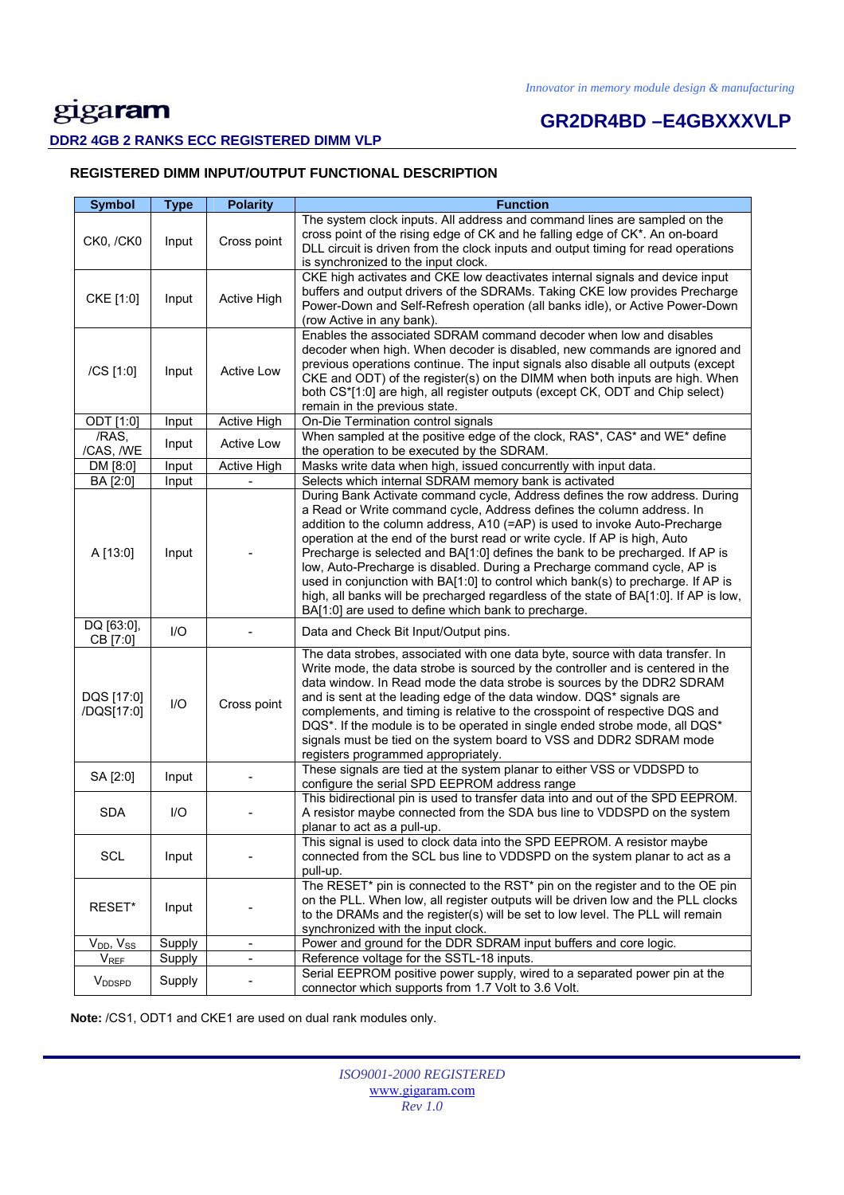## REGISTERED DIMM INPUT/OUTPUT FUNCTIONAL DESCRIPTION

| Symbol | Type | Polarity | Function |
|---|---|---|---|
| CK0, /CK0 | Input | Cross point | The system clock inputs. All address and command lines are sampled on the cross point of the rising edge of CK and he falling edge of CK*. An on-board DLL circuit is driven from the clock inputs and output timing for read operations is synchronized to the input clock. |
| CKE [1:0] | Input | Active High | CKE high activates and CKE low deactivates internal signals and device input buffers and output drivers of the SDRAMs. Taking CKE low provides Precharge Power-Down and Self-Refresh operation (all banks idle), or Active Power-Down (row Active in any bank). |
| /CS [1:0] | Input | Active Low | Enables the associated SDRAM command decoder when low and disables decoder when high. When decoder is disabled, new commands are ignored and previous operations continue. The input signals also disable all outputs (except CKE and ODT) of the register(s) on the DIMM when both inputs are high. When both CS*[1:0] are high, all register outputs (except CK, ODT and Chip select) remain in the previous state. |
| ODT [1:0] | Input | Active High | On-Die Termination control signals |
| /RAS, /CAS, /WE | Input | Active Low | When sampled at the positive edge of the clock, RAS*, CAS* and WE* define the operation to be executed by the SDRAM. |
| DM [8:0] | Input | Active High | Masks write data when high, issued concurrently with input data. |
| BA [2:0] | Input | - | Selects which internal SDRAM memory bank is activated |
| A [13:0] | Input | - | During Bank Activate command cycle, Address defines the row address. During a Read or Write command cycle, Address defines the column address. In addition to the column address, A10 (=AP) is used to invoke Auto-Precharge operation at the end of the burst read or write cycle. If AP is high, Auto Precharge is selected and BA[1:0] defines the bank to be precharged. If AP is low, Auto-Precharge is disabled. During a Precharge command cycle, AP is used in conjunction with BA[1:0] to control which bank(s) to precharge. If AP is high, all banks will be precharged regardless of the state of BA[1:0]. If AP is low, BA[1:0] are used to define which bank to precharge. |
| DQ [63:0], CB [7:0] | I/O | - | Data and Check Bit Input/Output pins. |
| DQS [17:0] /DQS[17:0] | I/O | Cross point | The data strobes, associated with one data byte, source with data transfer. In Write mode, the data strobe is sourced by the controller and is centered in the data window. In Read mode the data strobe is sources by the DDR2 SDRAM and is sent at the leading edge of the data window. DQS* signals are complements, and timing is relative to the crosspoint of respective DQS and DQS*. If the module is to be operated in single ended strobe mode, all DQS* signals must be tied on the system board to VSS and DDR2 SDRAM mode registers programmed appropriately. |
| SA [2:0] | Input | - | These signals are tied at the system planar to either VSS or VDDSPD to configure the serial SPD EEPROM address range |
| SDA | I/O | - | This bidirectional pin is used to transfer data into and out of the SPD EEPROM. A resistor maybe connected from the SDA bus line to VDDSPD on the system planar to act as a pull-up. |
| SCL | Input | - | This signal is used to clock data into the SPD EEPROM. A resistor maybe connected from the SCL bus line to VDDSPD on the system planar to act as a pull-up. |
| RESET* | Input | - | The RESET* pin is connected to the RST* pin on the register and to the OE pin on the PLL. When low, all register outputs will be driven low and the PLL clocks to the DRAMs and the register(s) will be set to low level. The PLL will remain synchronized with the input clock. |
| $V_{DD}$, $V_{SS}$ | Supply | - | Power and ground for the DDR SDRAM input buffers and core logic. |
| $V_{REF}$ | Supply | - | Reference voltage for the SSTL-18 inputs. |
| $V_{DDSPD}$ | Supply | - | Serial EEPROM positive power supply, wired to a separated power pin at the connector which supports from 1.7 Volt to 3.6 Volt. |

**Note:** /CS1, ODT1 and CKE1 are used on dual rank modules only.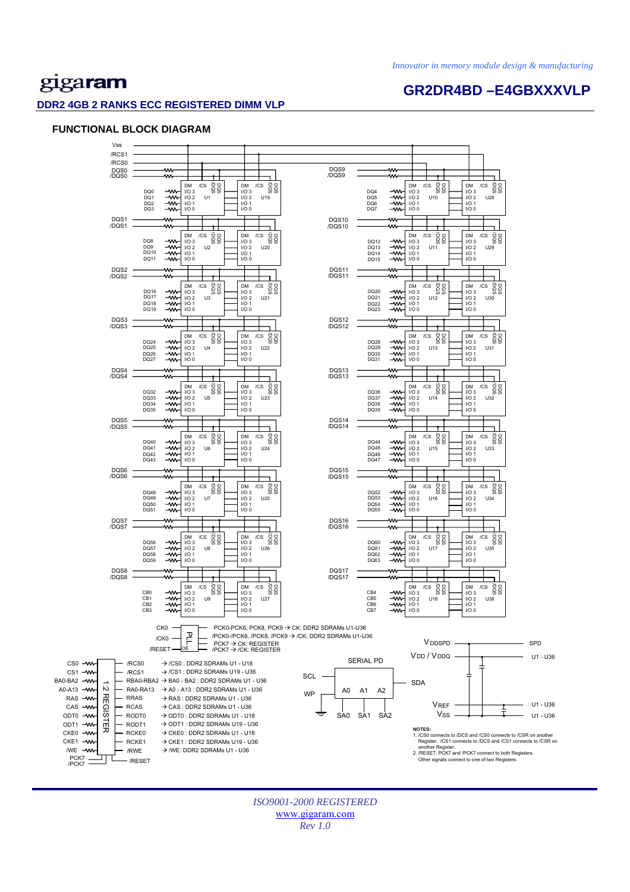## DDR2 4GB 2 RANKS ECC REGISTERED DIMM VLP

### FUNCTIONAL BLOCK DIAGRAM

Vss
/RCS1
/RCS0

| DQS / Data | DRAM (Rank 0) | DRAM (Rank 1) |
|---|---|---|
| DQS0 /DQS0, DQ0–DQ3 | U1 | U19 |
| DQS1 /DQS1, DQ8–DQ11 | U2 | U20 |
| DQS2 /DQS2, DQ16–DQ19 | U3 | U21 |
| DQS3 /DQS3, DQ24–DQ27 | U4 | U22 |
| DQS4 /DQS4, DQ32–DQ35 | U5 | U23 |
| DQS5 /DQS5, DQ40–DQ43 | U6 | U24 |
| DQS6 /DQS6, DQ48–DQ51 | U7 | U25 |
| DQS7 /DQS7, DQ56–DQ59 | U8 | U26 |
| DQS8 /DQS8, CB0–CB3 | U9 | U27 |
| DQS9 /DQS9, DQ4–DQ7 | U10 | U28 |
| DQS10 /DQS10, DQ12–DQ15 | U11 | U29 |
| DQS11 /DQS11, DQ20–DQ23 | U12 | U30 |
| DQS12 /DQS12, DQ28–DQ31 | U13 | U31 |
| DQS13 /DQS13, DQ36–DQ39 | U14 | U32 |
| DQS14 /DQS14, DQ44–DQ47 | U15 | U33 |
| DQS15 /DQS15, DQ52–DQ55 | U16 | U34 |
| DQS16 /DQS16, DQ60–DQ63 | U17 | U35 |
| DQS17 /DQS17, CB4–CB7 | U18 | U36 |

Each DRAM: DM, /CS, DQS, /DQS, I/O 3, I/O 2, I/O 1, I/O 0

**PLL** (inputs CK0, /CK0, /RESET → OE):
- PCK0-PCK6, PCK8, PCK9 → CK: DDR2 SDRAMs U1-U36
- /PCK0-/PCK6, /PCK8, /PCK9 → /CK: DDR2 SDRAMs U1-U36
- PCK7 → CK: REGISTER
- /PCK7 → /CK: REGISTER

**1:2 REGISTER:**

| Input | Output | Destination |
|---|---|---|
| CS0 | /RCS0 | → /CS0 : DDR2 SDRAMs U1 - U18 |
| CS1 | /RCS1 | → /CS1 : DDR2 SDRAMs U19 - U36 |
| BA0-BA2 | RBA0-RBA2 | → BA0 - BA2 : DDR2 SDRAMs U1 - U36 |
| A0-A13 | RA0-RA13 | → A0 - A13 : DDR2 SDRAMs U1 - U36 |
| RAS | RRAS | → RAS : DDR2 SDRAMs U1 - U36 |
| CAS | RCAS | → CAS : DDR2 SDRAMs U1 - U36 |
| ODT0 | RODT0 | → ODT0 : DDR2 SDRAMs U1 - U18 |
| ODT1 | RODT1 | → ODT1 : DDR2 SDRAMs U19 - U36 |
| CKE0 | RCKE0 | → CKE0 : DDR2 SDRAMs U1 - U18 |
| CKE1 | RCKE1 | → CKE1 : DDR2 SDRAMs U19 - U36 |
| /WE | /RWE | → /WE: DDR2 SDRAMs U1 - U36 |
| PCK7 /PCK7 | /RESET | |

**SERIAL PD:** SCL, WP, SDA, A0, A1, A2 (SA0, SA1, SA2)

| Supply | Destination |
|---|---|
| VDDSPD | SPD |
| VDD / VDDQ | U1 - U36 |
| VREF | U1 - U36 |
| VSS | U1 - U36 |

**NOTES:**
1. /CS0 connects to /DCS and /CS0 connects to /CSR on another Register. /CS1 connects to /DCS and /CS1 connects to /CSR on another Register.
2. /RESET, PCK7 and /PCK7 connect to both Registers. Other signals connect to one of two Registers.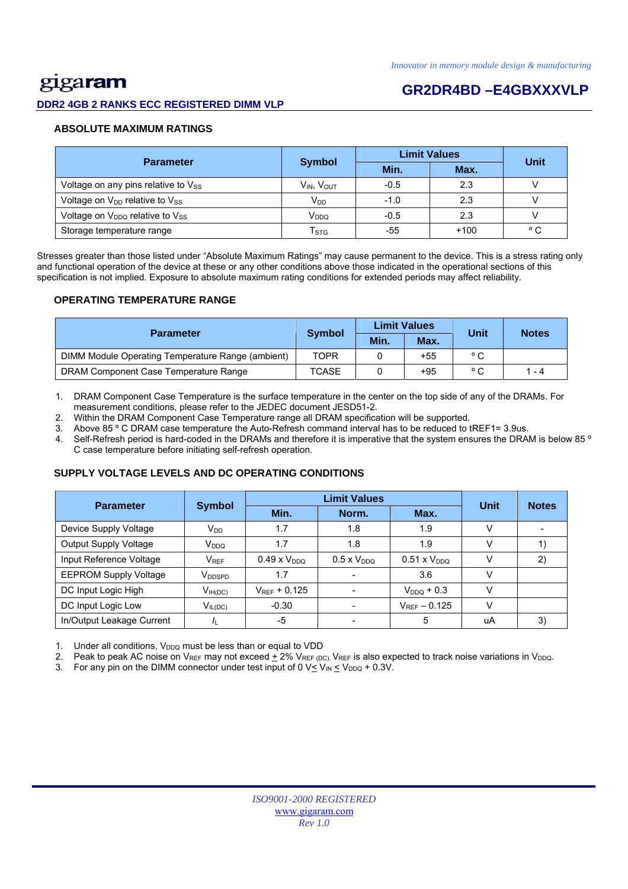## ABSOLUTE MAXIMUM RATINGS

| Parameter | Symbol | Limit Values | | Unit |
|---|---|---|---|---|
| | | Min. | Max. | |
| Voltage on any pins relative to $V_{SS}$ | $V_{IN}$, $V_{OUT}$ | -0.5 | 2.3 | V |
| Voltage on $V_{DD}$ relative to $V_{SS}$ | $V_{DD}$ | -1.0 | 2.3 | V |
| Voltage on $V_{DDQ}$ relative to $V_{SS}$ | $V_{DDQ}$ | -0.5 | 2.3 | V |
| Storage temperature range | $T_{STG}$ | -55 | +100 | ° C |

Stresses greater than those listed under “Absolute Maximum Ratings” may cause permanent to the device. This is a stress rating only and functional operation of the device at these or any other conditions above those indicated in the operational sections of this specification is not implied. Exposure to absolute maximum rating conditions for extended periods may affect reliability.

## OPERATING TEMPERATURE RANGE

| Parameter | Symbol | Limit Values | | Unit | Notes |
|---|---|---|---|---|---|
| | | Min. | Max. | | |
| DIMM Module Operating Temperature Range (ambient) | TOPR | 0 | +55 | ° C | |
| DRAM Component Case Temperature Range | TCASE | 0 | +95 | ° C | 1 - 4 |

1. DRAM Component Case Temperature is the surface temperature in the center on the top side of any of the DRAMs. For measurement conditions, please refer to the JEDEC document JESD51-2.
2. Within the DRAM Component Case Temperature range all DRAM specification will be supported.
3. Above 85 ° C DRAM case temperature the Auto-Refresh command interval has to be reduced to tREF1= 3.9us.
4. Self-Refresh period is hard-coded in the DRAMs and therefore it is imperative that the system ensures the DRAM is below 85 ° C case temperature before initiating self-refresh operation.

## SUPPLY VOLTAGE LEVELS AND DC OPERATING CONDITIONS

| Parameter | Symbol | Limit Values | | | Unit | Notes |
|---|---|---|---|---|---|---|
| | | Min. | Norm. | Max. | | |
| Device Supply Voltage | $V_{DD}$ | 1.7 | 1.8 | 1.9 | V | - |
| Output Supply Voltage | $V_{DDQ}$ | 1.7 | 1.8 | 1.9 | V | 1) |
| Input Reference Voltage | $V_{REF}$ | 0.49 x $V_{DDQ}$ | 0.5 x $V_{DDQ}$ | 0.51 x $V_{DDQ}$ | V | 2) |
| EEPROM Supply Voltage | $V_{DDSPD}$ | 1.7 | - | 3.6 | V | |
| DC Input Logic High | $V_{IH(DC)}$ | $V_{REF}$ + 0.125 | - | $V_{DDQ}$ + 0.3 | V | |
| DC Input Logic Low | $V_{IL(DC)}$ | -0.30 | - | $V_{REF}$ – 0.125 | V | |
| In/Output Leakage Current | $I_L$ | -5 | - | 5 | uA | 3) |

1. Under all conditions, $V_{DDQ}$ must be less than or equal to VDD
2. Peak to peak AC noise on $V_{REF}$ may not exceed $\pm$ 2% $V_{REF\,(DC)}$. $V_{REF}$ is also expected to track noise variations in $V_{DDQ}$.
3. For any pin on the DIMM connector under test input of 0 V $\leq$ $V_{IN}$ $\leq$ $V_{DDQ}$ + 0.3V.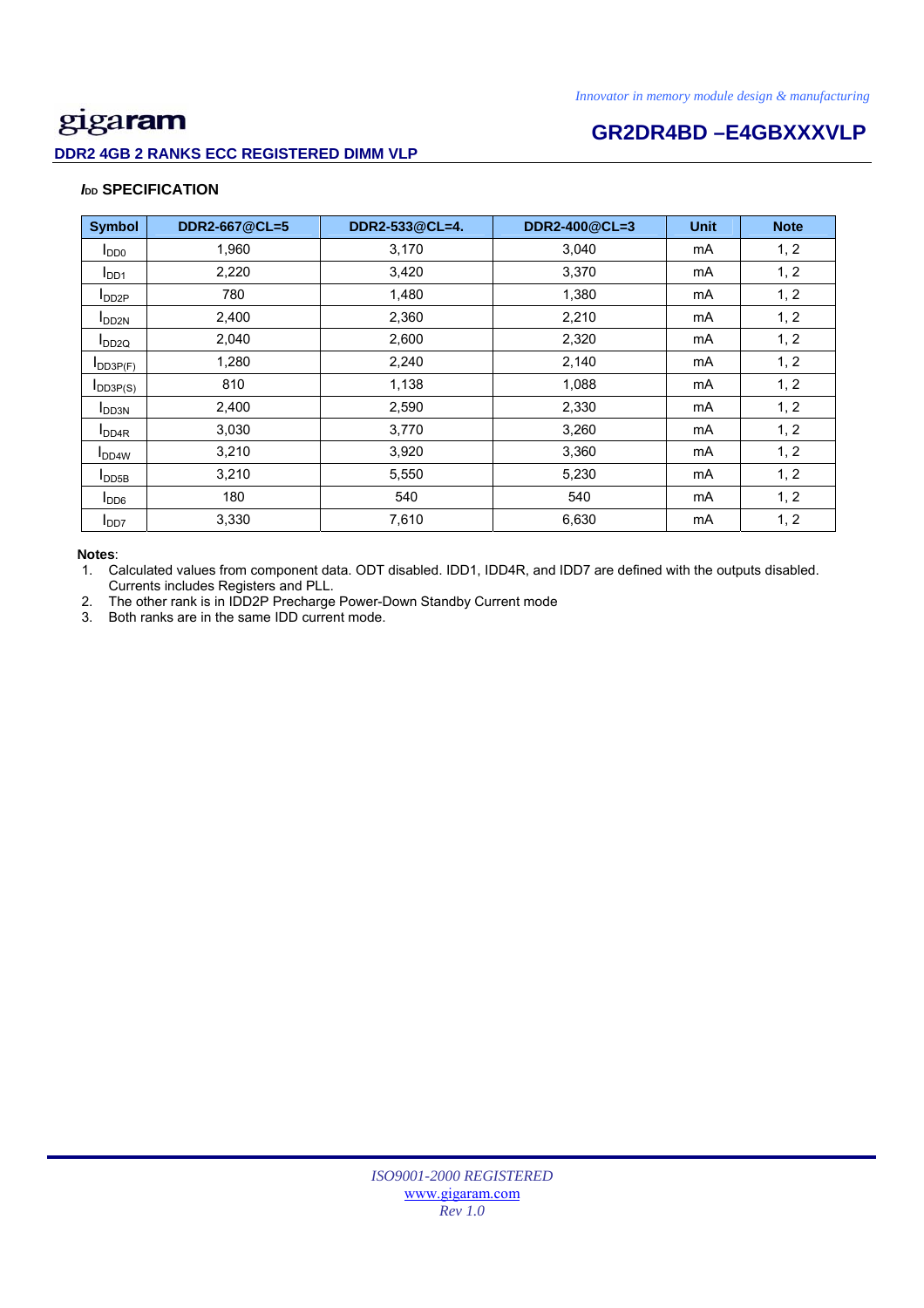## $I_{DD}$ SPECIFICATION

| Symbol | DDR2-667@CL=5 | DDR2-533@CL=4. | DDR2-400@CL=3 | Unit | Note |
|---|---|---|---|---|---|
| $I_{DD0}$ | 1,960 | 3,170 | 3,040 | mA | 1, 2 |
| $I_{DD1}$ | 2,220 | 3,420 | 3,370 | mA | 1, 2 |
| $I_{DD2P}$ | 780 | 1,480 | 1,380 | mA | 1, 2 |
| $I_{DD2N}$ | 2,400 | 2,360 | 2,210 | mA | 1, 2 |
| $I_{DD2Q}$ | 2,040 | 2,600 | 2,320 | mA | 1, 2 |
| $I_{DD3P(F)}$ | 1,280 | 2,240 | 2,140 | mA | 1, 2 |
| $I_{DD3P(S)}$ | 810 | 1,138 | 1,088 | mA | 1, 2 |
| $I_{DD3N}$ | 2,400 | 2,590 | 2,330 | mA | 1, 2 |
| $I_{DD4R}$ | 3,030 | 3,770 | 3,260 | mA | 1, 2 |
| $I_{DD4W}$ | 3,210 | 3,920 | 3,360 | mA | 1, 2 |
| $I_{DD5B}$ | 3,210 | 5,550 | 5,230 | mA | 1, 2 |
| $I_{DD6}$ | 180 | 540 | 540 | mA | 1, 2 |
| $I_{DD7}$ | 3,330 | 7,610 | 6,630 | mA | 1, 2 |

**Notes**:

1. Calculated values from component data. ODT disabled. IDD1, IDD4R, and IDD7 are defined with the outputs disabled. Currents includes Registers and PLL.
2. The other rank is in IDD2P Precharge Power-Down Standby Current mode
3. Both ranks are in the same IDD current mode.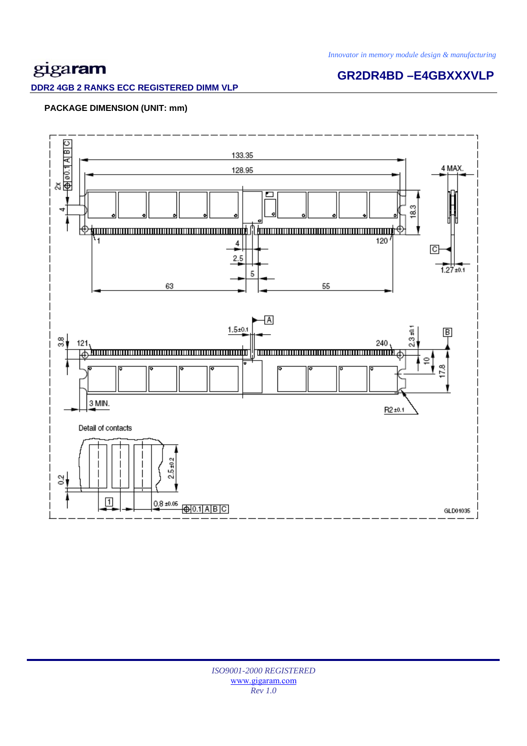## PACKAGE DIMENSION (UNIT: mm)

133.35
128.95
4 MAX.
2x ⌖ ø0.1 A B C
4
18.3
1
120
4
2.5
5
63
55
C
1.27 ±0.1
1.5±0.1
A
2.3 ±0.1
B
3.8
121
240
10
17.8
3 MIN.
R2 ±0.1
Detail of contacts
2.5±0.2
0.2
1
0.8 ±0.05
⌖ 0.1 A B C
GLD01035